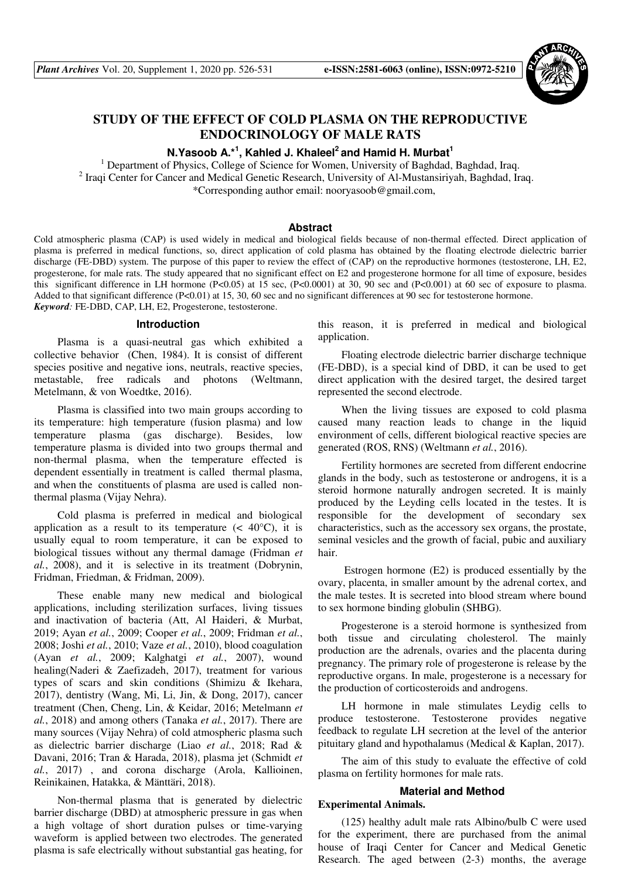# STUDY OF THE EFFECT OF COLD PLASMA ON THE REPRODUCTIVE ENDOCRINOLOGY OF MALE RATS

**N.Yasoob A.*[1], Kahled J. Khaleel[2] and Hamid H. Murbat[1]**

[1] Department of Physics, College of Science for Women, University of Baghdad, Baghdad, Iraq.
[2] Iraqi Center for Cancer and Medical Genetic Research, University of Al-Mustansiriyah, Baghdad, Iraq.
*Corresponding author email: nooryasoob@gmail.com,

## Abstract

Cold atmospheric plasma (CAP) is used widely in medical and biological fields because of non-thermal effected. Direct application of plasma is preferred in medical functions, so, direct application of cold plasma has obtained by the floating electrode dielectric barrier discharge (FE-DBD) system. The purpose of this paper to review the effect of (CAP) on the reproductive hormones (testosterone, LH, E2, progesterone, for male rats. The study appeared that no significant effect on E2 and progesterone hormone for all time of exposure, besides this significant difference in LH hormone ($P<0.05$) at 15 sec, ($P<0.0001$) at 30, 90 sec and ($P<0.001$) at 60 sec of exposure to plasma. Added to that significant difference ($P<0.01$) at 15, 30, 60 sec and no significant differences at 90 sec for testosterone hormone.

***Keyword:*** FE-DBD, CAP, LH, E2, Progesterone, testosterone.

## Introduction

Plasma is a quasi-neutral gas which exhibited a collective behavior (Chen, 1984). It is consist of different species positive and negative ions, neutrals, reactive species, metastable, free radicals and photons (Weltmann, Metelmann, & von Woedtke, 2016).

Plasma is classified into two main groups according to its temperature: high temperature (fusion plasma) and low temperature plasma (gas discharge). Besides, low temperature plasma is divided into two groups thermal and non-thermal plasma, when the temperature effected is dependent essentially in treatment is called thermal plasma, and when the constituents of plasma are used is called non-thermal plasma (Vijay Nehra).

Cold plasma is preferred in medical and biological application as a result to its temperature (< 40°C), it is usually equal to room temperature, it can be exposed to biological tissues without any thermal damage (Fridman *et al.*, 2008), and it is selective in its treatment (Dobrynin, Fridman, Friedman, & Fridman, 2009).

These enable many new medical and biological applications, including sterilization surfaces, living tissues and inactivation of bacteria (Att, Al Haideri, & Murbat, 2019; Ayan *et al.*, 2009; Cooper *et al.*, 2009; Fridman *et al.*, 2008; Joshi *et al.*, 2010; Vaze *et al.*, 2010), blood coagulation (Ayan *et al.*, 2009; Kalghatgi *et al.*, 2007), wound healing(Naderi & Zaefizadeh, 2017), treatment for various types of scars and skin conditions (Shimizu & Ikehara, 2017), dentistry (Wang, Mi, Li, Jin, & Dong, 2017), cancer treatment (Chen, Cheng, Lin, & Keidar, 2016; Metelmann *et al.*, 2018) and among others (Tanaka *et al.*, 2017). There are many sources (Vijay Nehra) of cold atmospheric plasma such as dielectric barrier discharge (Liao *et al.*, 2018; Rad & Davani, 2016; Tran & Harada, 2018), plasma jet (Schmidt *et al.*, 2017) , and corona discharge (Arola, Kallioinen, Reinikainen, Hatakka, & Mänttäri, 2018).

Non-thermal plasma that is generated by dielectric barrier discharge (DBD) at atmospheric pressure in gas when a high voltage of short duration pulses or time-varying waveform is applied between two electrodes. The generated plasma is safe electrically without substantial gas heating, for this reason, it is preferred in medical and biological application.

Floating electrode dielectric barrier discharge technique (FE-DBD), is a special kind of DBD, it can be used to get direct application with the desired target, the desired target represented the second electrode.

When the living tissues are exposed to cold plasma caused many reaction leads to change in the liquid environment of cells, different biological reactive species are generated (ROS, RNS) (Weltmann *et al.*, 2016).

Fertility hormones are secreted from different endocrine glands in the body, such as testosterone or androgens, it is a steroid hormone naturally androgen secreted. It is mainly produced by the Leyding cells located in the testes. It is responsible for the development of secondary sex characteristics, such as the accessory sex organs, the prostate, seminal vesicles and the growth of facial, pubic and auxiliary hair.

Estrogen hormone (E2) is produced essentially by the ovary, placenta, in smaller amount by the adrenal cortex, and the male testes. It is secreted into blood stream where bound to sex hormone binding globulin (SHBG).

Progesterone is a steroid hormone is synthesized from both tissue and circulating cholesterol. The mainly production are the adrenals, ovaries and the placenta during pregnancy. The primary role of progesterone is release by the reproductive organs. In male, progesterone is a necessary for the production of corticosteroids and androgens.

LH hormone in male stimulates Leydig cells to produce testosterone. Testosterone provides negative feedback to regulate LH secretion at the level of the anterior pituitary gland and hypothalamus (Medical & Kaplan, 2017).

The aim of this study to evaluate the effective of cold plasma on fertility hormones for male rats.

## Material and Method

### Experimental Animals.

(125) healthy adult male rats Albino/bulb C were used for the experiment, there are purchased from the animal house of Iraqi Center for Cancer and Medical Genetic Research. The aged between (2-3) months, the average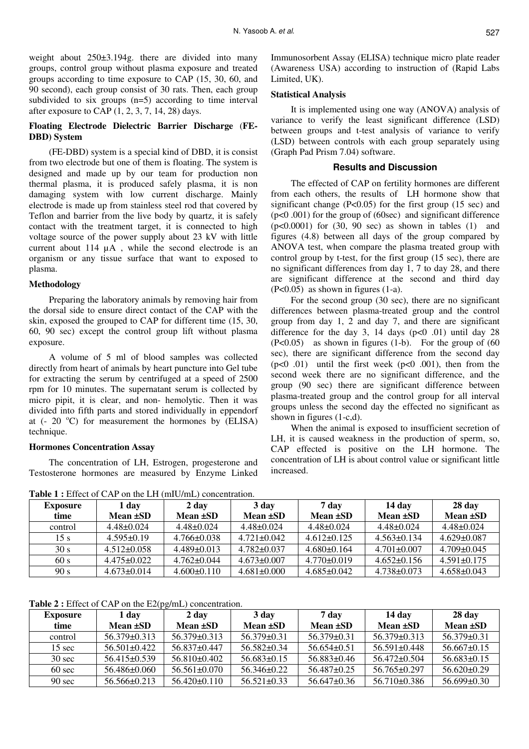weight about 250±3.194g. there are divided into many groups, control group without plasma exposure and treated groups according to time exposure to CAP (15, 30, 60, and 90 second), each group consist of 30 rats. Then, each group subdivided to six groups (n=5) according to time interval after exposure to CAP (1, 2, 3, 7, 14, 28) days.

### Floating Electrode Dielectric Barrier Discharge (FE-DBD) System

(FE-DBD) system is a special kind of DBD, it is consist from two electrode but one of them is floating. The system is designed and made up by our team for production non thermal plasma, it is produced safely plasma, it is non damaging system with low current discharge. Mainly electrode is made up from stainless steel rod that covered by Teflon and barrier from the live body by quartz, it is safely contact with the treatment target, it is connected to high voltage source of the power supply about 23 kV with little current about 114 μA , while the second electrode is an organism or any tissue surface that want to exposed to plasma.

### Methodology

Preparing the laboratory animals by removing hair from the dorsal side to ensure direct contact of the CAP with the skin, exposed the grouped to CAP for different time (15, 30, 60, 90 sec) except the control group lift without plasma exposure.

A volume of 5 ml of blood samples was collected directly from heart of animals by heart puncture into Gel tube for extracting the serum by centrifuged at a speed of 2500 rpm for 10 minutes. The supernatant serum is collected by micro pipit, it is clear, and non- hemolytic. Then it was divided into fifth parts and stored individually in eppendorf at (- 20 °C) for measurement the hormones by (ELISA) technique.

### Hormones Concentration Assay

The concentration of LH, Estrogen, progesterone and Testosterone hormones are measured by Enzyme Linked Immunosorbent Assay (ELISA) technique micro plate reader (Awareness USA) according to instruction of (Rapid Labs Limited, UK).

### Statistical Analysis

It is implemented using one way (ANOVA) analysis of variance to verify the least significant difference (LSD) between groups and t-test analysis of variance to verify (LSD) between controls with each group separately using (Graph Pad Prism 7.04) software.

## Results and Discussion

The effected of CAP on fertility hormones are different from each others, the results of LH hormone show that significant change ($P<0.05$) for the first group (15 sec) and ($p<0.001$) for the group of (60sec) and significant difference ($p<0.0001$) for (30, 90 sec) as shown in tables (1) and figures (4.8) between all days of the group compared by ANOVA test, when compare the plasma treated group with control group by t-test, for the first group (15 sec), there are no significant differences from day 1, 7 to day 28, and there are significant difference at the second and third day ($P<0.05$) as shown in figures (1-a).

For the second group (30 sec), there are no significant differences between plasma-treated group and the control group from day 1, 2 and day 7, and there are significant difference for the day 3, 14 days ($p<0.01$) until day 28 ($P<0.05$) as shown in figures (1-b). For the group of (60 sec), there are significant difference from the second day ($p<0.01$) until the first week ($p<0.001$), then from the second week there are no significant difference, and the group (90 sec) there are significant difference between plasma-treated group and the control group for all interval groups unless the second day the effected no significant as shown in figures (1-c,d).

When the animal is exposed to insufficient secretion of LH, it is caused weakness in the production of sperm, so, CAP effected is positive on the LH hormone. The concentration of LH is about control value or significant little increased.

**Table 1 :** Effect of CAP on the LH (mIU/mL) concentration.

| Exposure time | 1 day Mean ±SD | 2 day Mean ±SD | 3 day Mean ±SD | 7 day Mean ±SD | 14 day Mean ±SD | 28 day Mean ±SD |
|---|---|---|---|---|---|---|
| control | 4.48±0.024 | 4.48±0.024 | 4.48±0.024 | 4.48±0.024 | 4.48±0.024 | 4.48±0.024 |
| 15 s | 4.595±0.19 | 4.766±0.038 | 4.721±0.042 | 4.612±0.125 | 4.563±0.134 | 4.629±0.087 |
| 30 s | 4.512±0.058 | 4.489±0.013 | 4.782±0.037 | 4.680±0.164 | 4.701±0.007 | 4.709±0.045 |
| 60 s | 4.475±0.022 | 4.762±0.044 | 4.673±0.007 | 4.770±0.019 | 4.652±0.156 | 4.591±0.175 |
| 90 s | 4.673±0.014 | 4.600±0.110 | 4.681±0.000 | 4.685±0.042 | 4.738±0.073 | 4.658±0.043 |

**Table 2 :** Effect of CAP on the E2(pg/mL) concentration.

| Exposure time | 1 day Mean ±SD | 2 day Mean ±SD | 3 day Mean ±SD | 7 day Mean ±SD | 14 day Mean ±SD | 28 day Mean ±SD |
|---|---|---|---|---|---|---|
| control | 56.379±0.313 | 56.379±0.313 | 56.379±0.31 | 56.379±0.31 | 56.379±0.313 | 56.379±0.31 |
| 15 sec | 56.501±0.422 | 56.837±0.447 | 56.582±0.34 | 56.654±0.51 | 56.591±0.448 | 56.667±0.15 |
| 30 sec | 56.415±0.539 | 56.810±0.402 | 56.683±0.15 | 56.883±0.46 | 56.472±0.504 | 56.683±0.15 |
| 60 sec | 56.486±0.060 | 56.561±0.070 | 56.346±0.22 | 56.487±0.25 | 56.765±0.297 | 56.620±0.29 |
| 90 sec | 56.566±0.213 | 56.420±0.110 | 56.521±0.33 | 56.647±0.36 | 56.710±0.386 | 56.699±0.30 |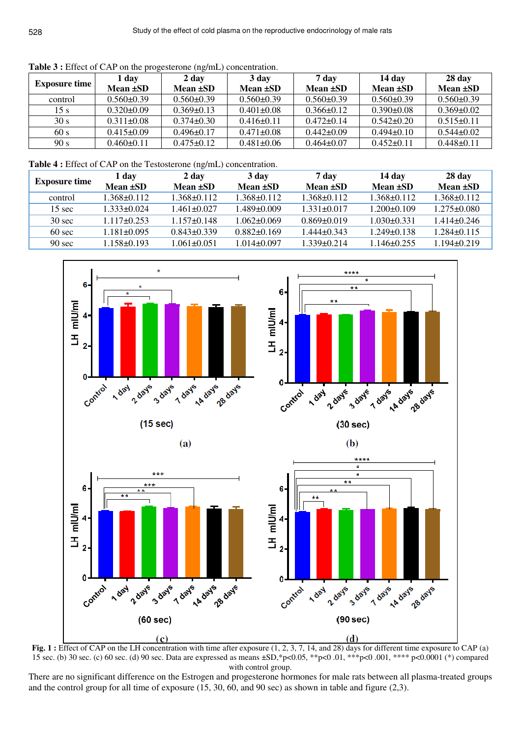**Table 3 :** Effect of CAP on the progesterone (ng/mL) concentration.

| Exposure time | 1 day Mean ±SD | 2 day Mean ±SD | 3 day Mean ±SD | 7 day Mean ±SD | 14 day Mean ±SD | 28 day Mean ±SD |
|---|---|---|---|---|---|---|
| control | 0.560±0.39 | 0.560±0.39 | 0.560±0.39 | 0.560±0.39 | 0.560±0.39 | 0.560±0.39 |
| 15 s | 0.320±0.09 | 0.369±0.13 | 0.401±0.08 | 0.366±0.12 | 0.390±0.08 | 0.369±0.02 |
| 30 s | 0.311±0.08 | 0.374±0.30 | 0.416±0.11 | 0.472±0.14 | 0.542±0.20 | 0.515±0.11 |
| 60 s | 0.415±0.09 | 0.496±0.17 | 0.471±0.08 | 0.442±0.09 | 0.494±0.10 | 0.544±0.02 |
| 90 s | 0.460±0.11 | 0.475±0.12 | 0.481±0.06 | 0.464±0.07 | 0.452±0.11 | 0.448±0.11 |

**Table 4 :** Effect of CAP on the Testosterone (ng/mL) concentration.

| Exposure time | 1 day Mean ±SD | 2 day Mean ±SD | 3 day Mean ±SD | 7 day Mean ±SD | 14 day Mean ±SD | 28 day Mean ±SD |
|---|---|---|---|---|---|---|
| control | 1.368±0.112 | 1.368±0.112 | 1.368±0.112 | 1.368±0.112 | 1.368±0.112 | 1.368±0.112 |
| 15 sec | 1.333±0.024 | 1.461±0.027 | 1.489±0.009 | 1.331±0.017 | 1.200±0.109 | 1.275±0.080 |
| 30 sec | 1.117±0.253 | 1.157±0.148 | 1.062±0.069 | 0.869±0.019 | 1.030±0.331 | 1.414±0.246 |
| 60 sec | 1.181±0.095 | 0.843±0.339 | 0.882±0.169 | 1.444±0.343 | 1.249±0.138 | 1.284±0.115 |
| 90 sec | 1.158±0.193 | 1.061±0.051 | 1.014±0.097 | 1.339±0.214 | 1.146±0.255 | 1.194±0.219 |

**Fig. 1 :** Effect of CAP on the LH concentration with time after exposure (1, 2, 3, 7, 14, and 28) days for different time exposure to CAP (a) 15 sec. (b) 30 sec. (c) 60 sec. (d) 90 sec. Data are expressed as means ±SD,*p<0.05, **p<0 .01, ***p<0 .001, **** p<0.0001 (*) compared with control group.

There are no significant difference on the Estrogen and progesterone hormones for male rats between all plasma-treated groups and the control group for all time of exposure (15, 30, 60, and 90 sec) as shown in table and figure (2,3).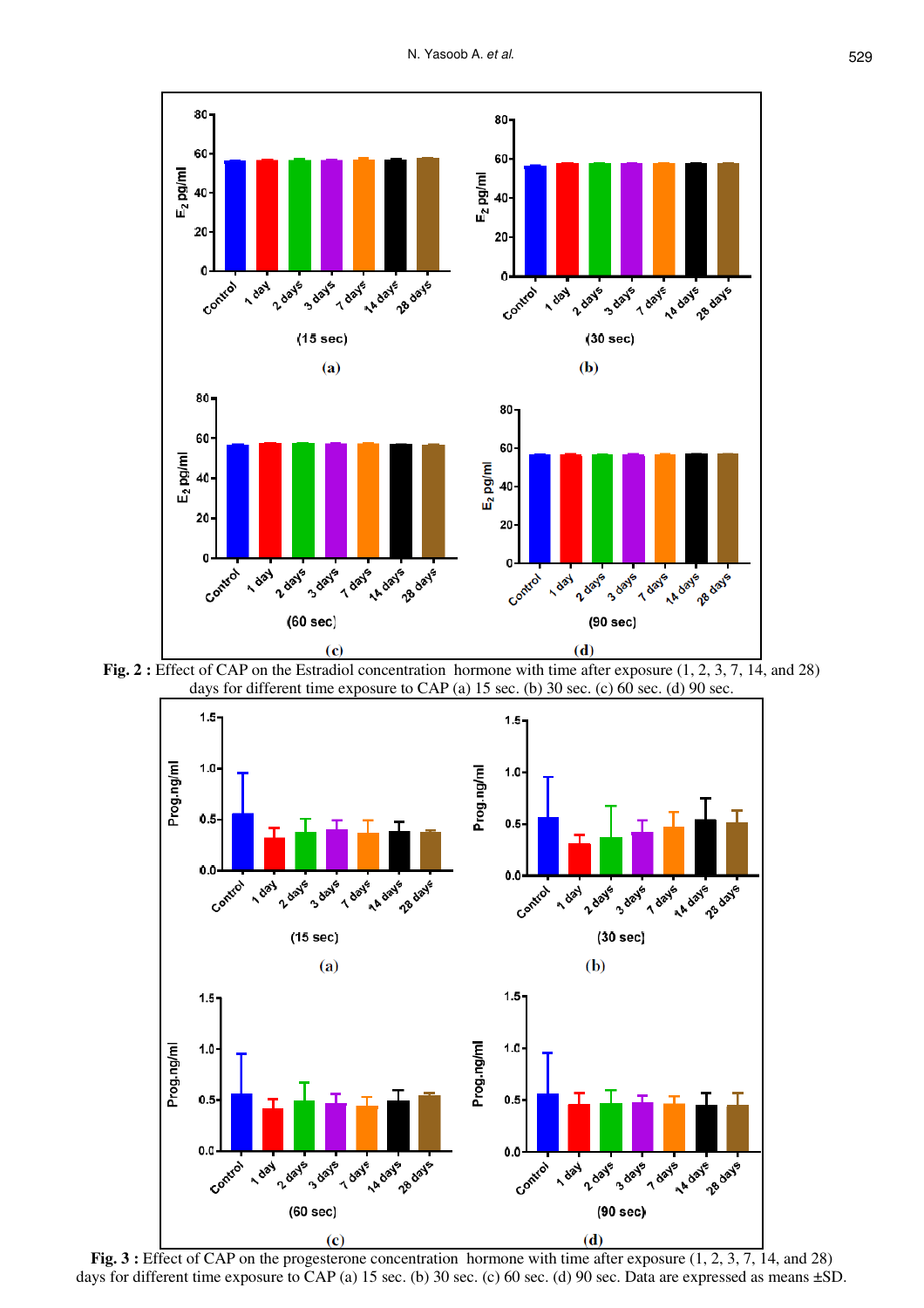**Fig. 2 :** Effect of CAP on the Estradiol concentration hormone with time after exposure (1, 2, 3, 7, 14, and 28) days for different time exposure to CAP (a) 15 sec. (b) 30 sec. (c) 60 sec. (d) 90 sec.

**Fig. 3 :** Effect of CAP on the progesterone concentration hormone with time after exposure (1, 2, 3, 7, 14, and 28) days for different time exposure to CAP (a) 15 sec. (b) 30 sec. (c) 60 sec. (d) 90 sec. Data are expressed as means ±SD.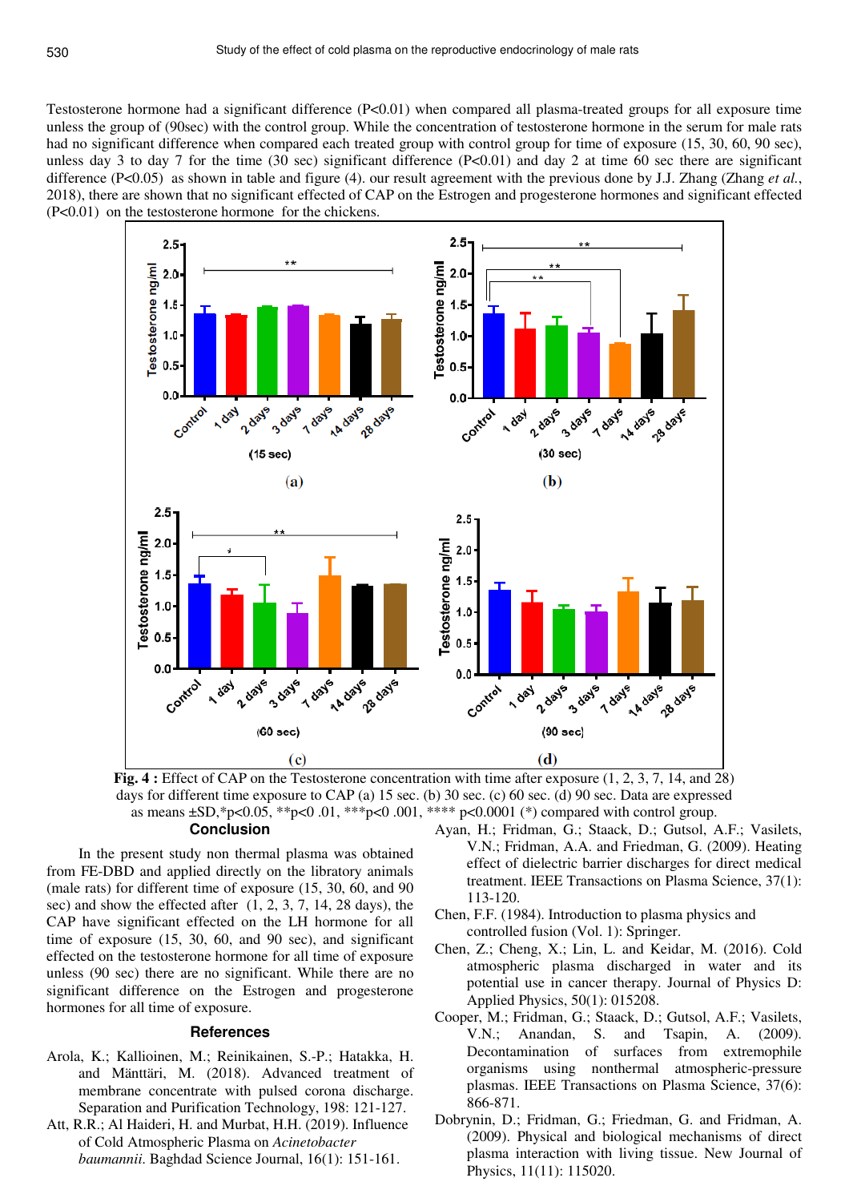Testosterone hormone had a significant difference (P<0.01) when compared all plasma-treated groups for all exposure time unless the group of (90sec) with the control group. While the concentration of testosterone hormone in the serum for male rats had no significant difference when compared each treated group with control group for time of exposure (15, 30, 60, 90 sec), unless day 3 to day 7 for the time (30 sec) significant difference (P<0.01) and day 2 at time 60 sec there are significant difference (P<0.05) as shown in table and figure (4). our result agreement with the previous done by J.J. Zhang (Zhang *et al.*, 2018), there are shown that no significant effected of CAP on the Estrogen and progesterone hormones and significant effected (P<0.01) on the testosterone hormone for the chickens.

**Fig. 4 :** Effect of CAP on the Testosterone concentration with time after exposure (1, 2, 3, 7, 14, and 28) days for different time exposure to CAP (a) 15 sec. (b) 30 sec. (c) 60 sec. (d) 90 sec. Data are expressed as means ±SD,*p<0.05, **p<0 .01, ***p<0 .001, **** p<0.0001 (*) compared with control group.

## Conclusion

In the present study non thermal plasma was obtained from FE-DBD and applied directly on the libratory animals (male rats) for different time of exposure (15, 30, 60, and 90 sec) and show the effected after (1, 2, 3, 7, 14, 28 days), the CAP have significant effected on the LH hormone for all time of exposure (15, 30, 60, and 90 sec), and significant effected on the testosterone hormone for all time of exposure unless (90 sec) there are no significant. While there are no significant difference on the Estrogen and progesterone hormones for all time of exposure.

## References

Arola, K.; Kallioinen, M.; Reinikainen, S.-P.; Hatakka, H. and Mänttäri, M. (2018). Advanced treatment of membrane concentrate with pulsed corona discharge. Separation and Purification Technology, 198: 121-127.

Att, R.R.; Al Haideri, H. and Murbat, H.H. (2019). Influence of Cold Atmospheric Plasma on *Acinetobacter baumannii*. Baghdad Science Journal, 16(1): 151-161.

Ayan, H.; Fridman, G.; Staack, D.; Gutsol, A.F.; Vasilets, V.N.; Fridman, A.A. and Friedman, G. (2009). Heating effect of dielectric barrier discharges for direct medical treatment. IEEE Transactions on Plasma Science, 37(1): 113-120.

Chen, F.F. (1984). Introduction to plasma physics and controlled fusion (Vol. 1): Springer.

Chen, Z.; Cheng, X.; Lin, L. and Keidar, M. (2016). Cold atmospheric plasma discharged in water and its potential use in cancer therapy. Journal of Physics D: Applied Physics, 50(1): 015208.

Cooper, M.; Fridman, G.; Staack, D.; Gutsol, A.F.; Vasilets, V.N.; Anandan, S. and Tsapin, A. (2009). Decontamination of surfaces from extremophile organisms using nonthermal atmospheric-pressure plasmas. IEEE Transactions on Plasma Science, 37(6): 866-871.

Dobrynin, D.; Fridman, G.; Friedman, G. and Fridman, A. (2009). Physical and biological mechanisms of direct plasma interaction with living tissue. New Journal of Physics, 11(11): 115020.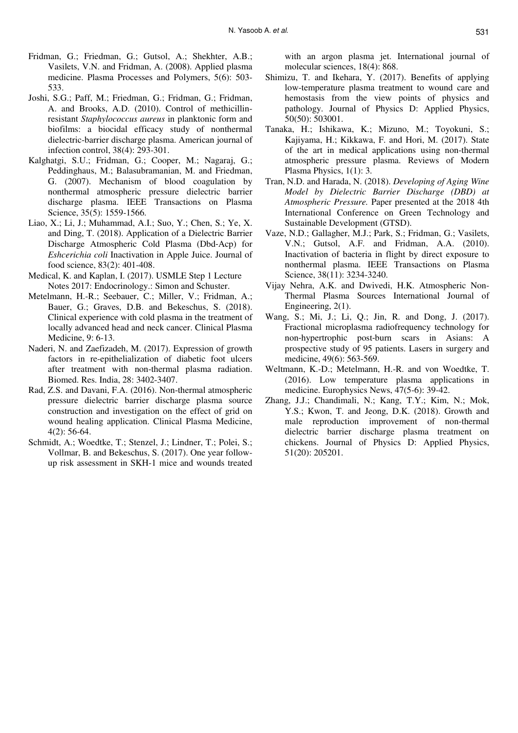Fridman, G.; Friedman, G.; Gutsol, A.; Shekhter, A.B.; Vasilets, V.N. and Fridman, A. (2008). Applied plasma medicine. Plasma Processes and Polymers, 5(6): 503-533.

Joshi, S.G.; Paff, M.; Friedman, G.; Fridman, G.; Fridman, A. and Brooks, A.D. (2010). Control of methicillin-resistant *Staphylococcus aureus* in planktonic form and biofilms: a biocidal efficacy study of nonthermal dielectric-barrier discharge plasma. American journal of infection control, 38(4): 293-301.

Kalghatgi, S.U.; Fridman, G.; Cooper, M.; Nagaraj, G.; Peddinghaus, M.; Balasubramanian, M. and Friedman, G. (2007). Mechanism of blood coagulation by nonthermal atmospheric pressure dielectric barrier discharge plasma. IEEE Transactions on Plasma Science, 35(5): 1559-1566.

Liao, X.; Li, J.; Muhammad, A.I.; Suo, Y.; Chen, S.; Ye, X. and Ding, T. (2018). Application of a Dielectric Barrier Discharge Atmospheric Cold Plasma (Dbd-Acp) for *Eshcerichia coli* Inactivation in Apple Juice. Journal of food science, 83(2): 401-408.

Medical, K. and Kaplan, I. (2017). USMLE Step 1 Lecture Notes 2017: Endocrinology.: Simon and Schuster.

Metelmann, H.-R.; Seebauer, C.; Miller, V.; Fridman, A.; Bauer, G.; Graves, D.B. and Bekeschus, S. (2018). Clinical experience with cold plasma in the treatment of locally advanced head and neck cancer. Clinical Plasma Medicine, 9: 6-13.

Naderi, N. and Zaefizadeh, M. (2017). Expression of growth factors in re-epithelialization of diabetic foot ulcers after treatment with non-thermal plasma radiation. Biomed. Res. India, 28: 3402-3407.

Rad, Z.S. and Davani, F.A. (2016). Non-thermal atmospheric pressure dielectric barrier discharge plasma source construction and investigation on the effect of grid on wound healing application. Clinical Plasma Medicine, 4(2): 56-64.

Schmidt, A.; Woedtke, T.; Stenzel, J.; Lindner, T.; Polei, S.; Vollmar, B. and Bekeschus, S. (2017). One year follow-up risk assessment in SKH-1 mice and wounds treated with an argon plasma jet. International journal of molecular sciences, 18(4): 868.

Shimizu, T. and Ikehara, Y. (2017). Benefits of applying low-temperature plasma treatment to wound care and hemostasis from the view points of physics and pathology. Journal of Physics D: Applied Physics, 50(50): 503001.

Tanaka, H.; Ishikawa, K.; Mizuno, M.; Toyokuni, S.; Kajiyama, H.; Kikkawa, F. and Hori, M. (2017). State of the art in medical applications using non-thermal atmospheric pressure plasma. Reviews of Modern Plasma Physics, 1(1): 3.

Tran, N.D. and Harada, N. (2018). *Developing of Aging Wine Model by Dielectric Barrier Discharge (DBD) at Atmospheric Pressure.* Paper presented at the 2018 4th International Conference on Green Technology and Sustainable Development (GTSD).

Vaze, N.D.; Gallagher, M.J.; Park, S.; Fridman, G.; Vasilets, V.N.; Gutsol, A.F. and Fridman, A.A. (2010). Inactivation of bacteria in flight by direct exposure to nonthermal plasma. IEEE Transactions on Plasma Science, 38(11): 3234-3240.

Vijay Nehra, A.K. and Dwivedi, H.K. Atmospheric Non-Thermal Plasma Sources International Journal of Engineering, 2(1).

Wang, S.; Mi, J.; Li, Q.; Jin, R. and Dong, J. (2017). Fractional microplasma radiofrequency technology for non-hypertrophic post-burn scars in Asians: A prospective study of 95 patients. Lasers in surgery and medicine, 49(6): 563-569.

Weltmann, K.-D.; Metelmann, H.-R. and von Woedtke, T. (2016). Low temperature plasma applications in medicine. Europhysics News, 47(5-6): 39-42.

Zhang, J.J.; Chandimali, N.; Kang, T.Y.; Kim, N.; Mok, Y.S.; Kwon, T. and Jeong, D.K. (2018). Growth and male reproduction improvement of non-thermal dielectric barrier discharge plasma treatment on chickens. Journal of Physics D: Applied Physics, 51(20): 205201.